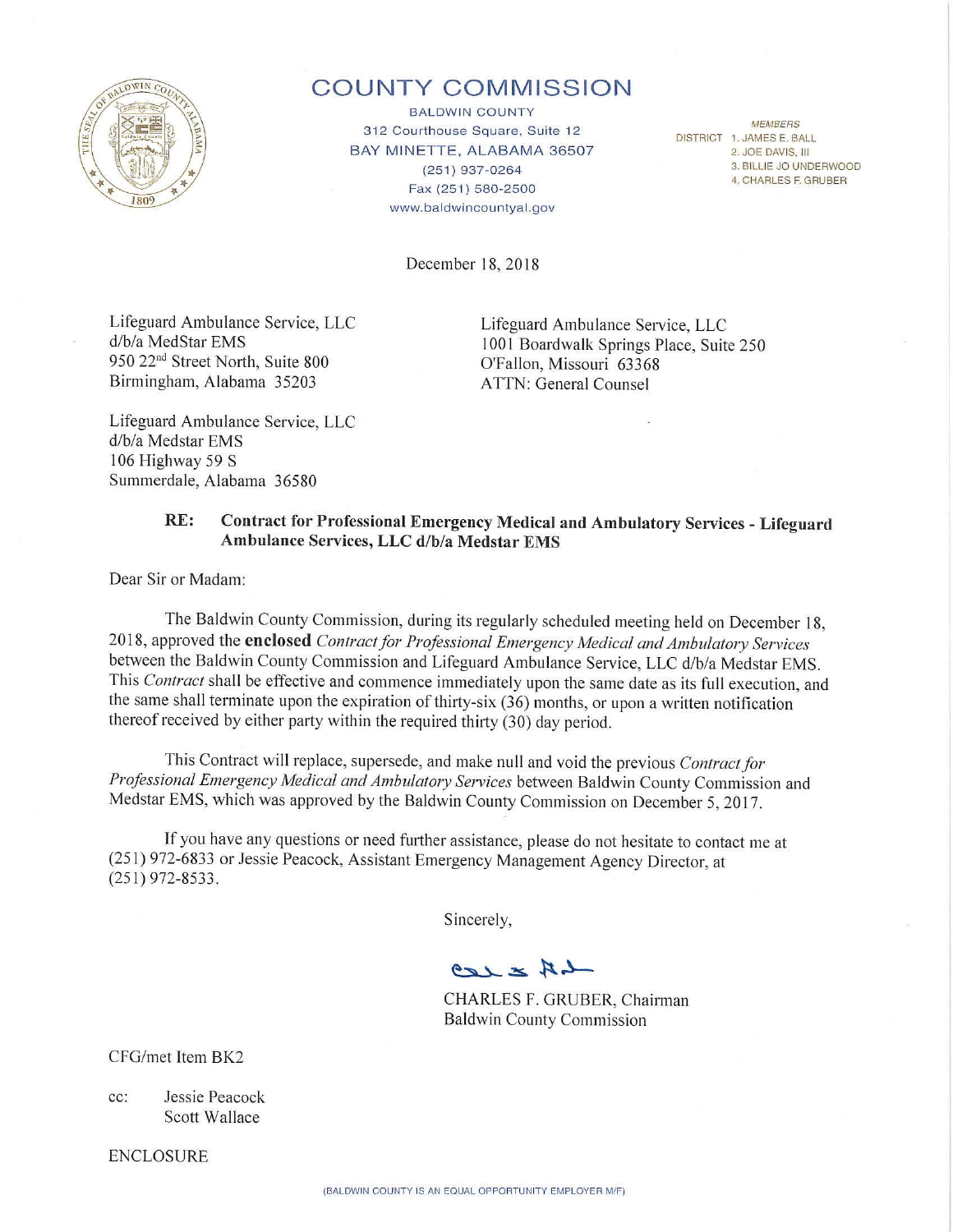# COUNTY COMMISSION

BALDWIN COUNTY
312 Courthouse Square, Suite 12
BAY MINETTE, ALABAMA 36507
(251) 937-0264
Fax (251) 580-2500
www.baldwincountyal.gov

MEMBERS
DISTRICT 1. JAMES E. BALL
2. JOE DAVIS, III
3. BILLIE JO UNDERWOOD
4. CHARLES F. GRUBER

December 18, 2018

Lifeguard Ambulance Service, LLC
d/b/a MedStar EMS
950 22nd Street North, Suite 800
Birmingham, Alabama 35203

Lifeguard Ambulance Service, LLC
1001 Boardwalk Springs Place, Suite 250
O'Fallon, Missouri 63368
ATTN: General Counsel

Lifeguard Ambulance Service, LLC
d/b/a Medstar EMS
106 Highway 59 S
Summerdale, Alabama 36580

**RE: Contract for Professional Emergency Medical and Ambulatory Services - Lifeguard Ambulance Services, LLC d/b/a Medstar EMS**

Dear Sir or Madam:

The Baldwin County Commission, during its regularly scheduled meeting held on December 18, 2018, approved the **enclosed** *Contract for Professional Emergency Medical and Ambulatory Services* between the Baldwin County Commission and Lifeguard Ambulance Service, LLC d/b/a Medstar EMS. This *Contract* shall be effective and commence immediately upon the same date as its full execution, and the same shall terminate upon the expiration of thirty-six (36) months, or upon a written notification thereof received by either party within the required thirty (30) day period.

This Contract will replace, supersede, and make null and void the previous *Contract for Professional Emergency Medical and Ambulatory Services* between Baldwin County Commission and Medstar EMS, which was approved by the Baldwin County Commission on December 5, 2017.

If you have any questions or need further assistance, please do not hesitate to contact me at (251) 972-6833 or Jessie Peacock, Assistant Emergency Management Agency Director, at (251) 972-8533.

Sincerely,

CHARLES F. GRUBER, Chairman
Baldwin County Commission

CFG/met Item BK2

cc: Jessie Peacock
Scott Wallace

ENCLOSURE

(BALDWIN COUNTY IS AN EQUAL OPPORTUNITY EMPLOYER M/F)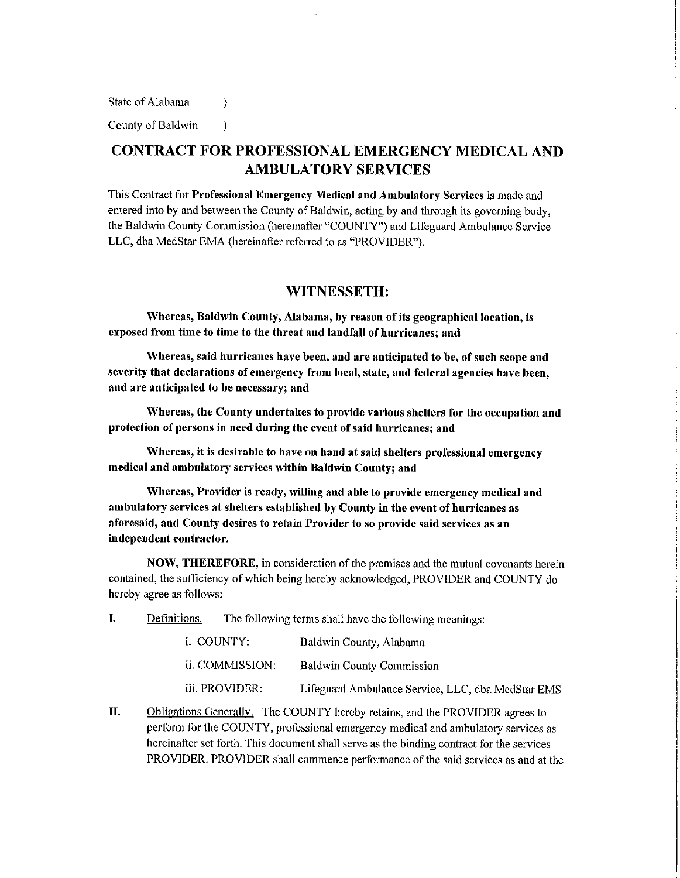State of Alabama )

County of Baldwin )

# CONTRACT FOR PROFESSIONAL EMERGENCY MEDICAL AND AMBULATORY SERVICES

This Contract for **Professional Emergency Medical and Ambulatory Services** is made and entered into by and between the County of Baldwin, acting by and through its governing body, the Baldwin County Commission (hereinafter "COUNTY") and Lifeguard Ambulance Service LLC, dba MedStar EMA (hereinafter referred to as "PROVIDER").

## WITNESSETH:

**Whereas, Baldwin County, Alabama, by reason of its geographical location, is exposed from time to time to the threat and landfall of hurricanes; and**

**Whereas, said hurricanes have been, and are anticipated to be, of such scope and severity that declarations of emergency from local, state, and federal agencies have been, and are anticipated to be necessary; and**

**Whereas, the County undertakes to provide various shelters for the occupation and protection of persons in need during the event of said hurricanes; and**

**Whereas, it is desirable to have on hand at said shelters professional emergency medical and ambulatory services within Baldwin County; and**

**Whereas, Provider is ready, willing and able to provide emergency medical and ambulatory services at shelters established by County in the event of hurricanes as aforesaid, and County desires to retain Provider to so provide said services as an independent contractor.**

**NOW, THEREFORE,** in consideration of the premises and the mutual covenants herein contained, the sufficiency of which being hereby acknowledged, PROVIDER and COUNTY do hereby agree as follows:

**I.** Definitions. The following terms shall have the following meanings:

i. COUNTY: Baldwin County, Alabama

ii. COMMISSION: Baldwin County Commission

iii. PROVIDER: Lifeguard Ambulance Service, LLC, dba MedStar EMS

**II.** Obligations Generally. The COUNTY hereby retains, and the PROVIDER agrees to perform for the COUNTY, professional emergency medical and ambulatory services as hereinafter set forth. This document shall serve as the binding contract for the services PROVIDER. PROVIDER shall commence performance of the said services as and at the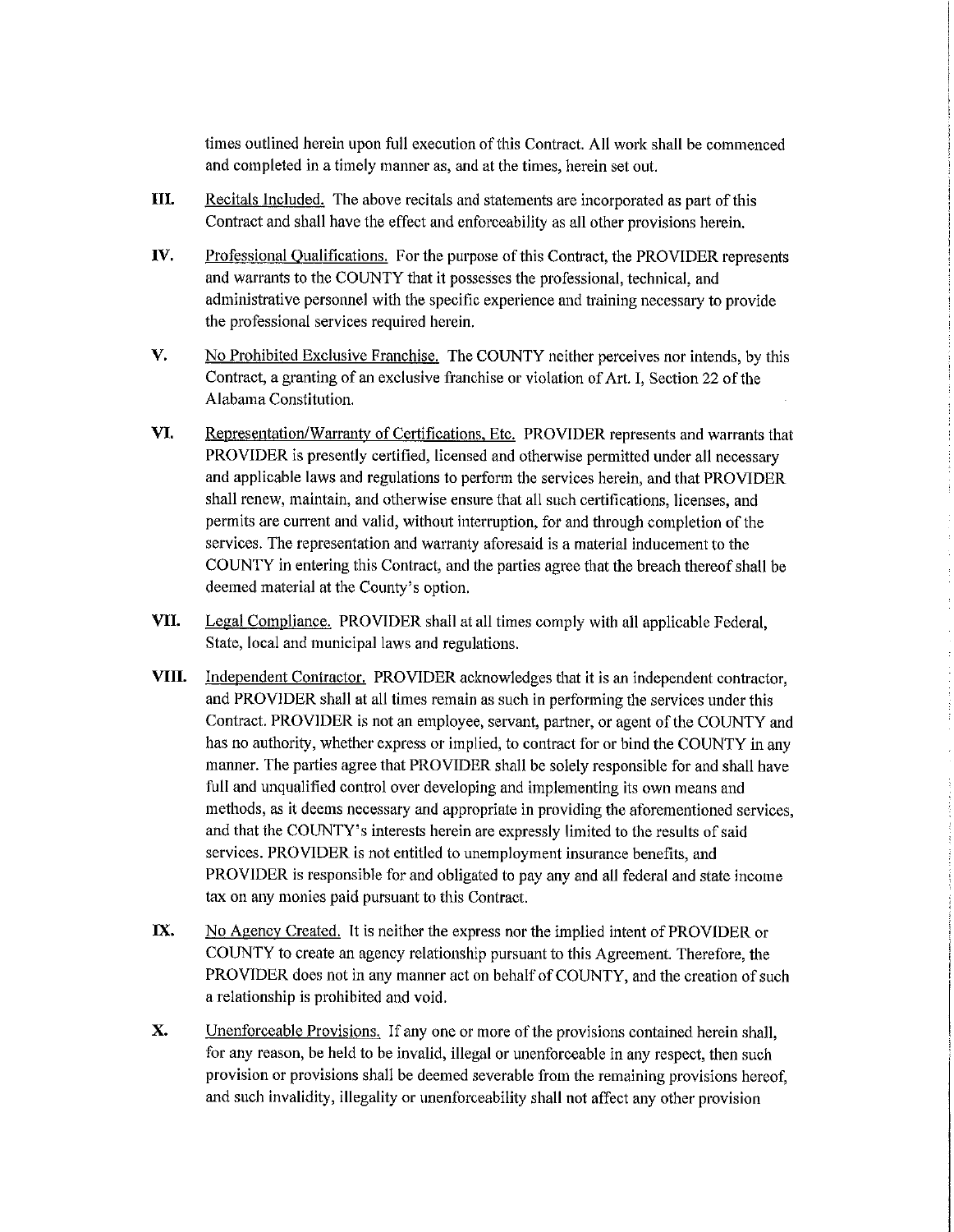times outlined herein upon full execution of this Contract. All work shall be commenced and completed in a timely manner as, and at the times, herein set out.

**III.** Recitals Included. The above recitals and statements are incorporated as part of this Contract and shall have the effect and enforceability as all other provisions herein.

**IV.** Professional Qualifications. For the purpose of this Contract, the PROVIDER represents and warrants to the COUNTY that it possesses the professional, technical, and administrative personnel with the specific experience and training necessary to provide the professional services required herein.

**V.** No Prohibited Exclusive Franchise. The COUNTY neither perceives nor intends, by this Contract, a granting of an exclusive franchise or violation of Art. I, Section 22 of the Alabama Constitution.

**VI.** Representation/Warranty of Certifications, Etc. PROVIDER represents and warrants that PROVIDER is presently certified, licensed and otherwise permitted under all necessary and applicable laws and regulations to perform the services herein, and that PROVIDER shall renew, maintain, and otherwise ensure that all such certifications, licenses, and permits are current and valid, without interruption, for and through completion of the services. The representation and warranty aforesaid is a material inducement to the COUNTY in entering this Contract, and the parties agree that the breach thereof shall be deemed material at the County's option.

**VII.** Legal Compliance. PROVIDER shall at all times comply with all applicable Federal, State, local and municipal laws and regulations.

**VIII.** Independent Contractor. PROVIDER acknowledges that it is an independent contractor, and PROVIDER shall at all times remain as such in performing the services under this Contract. PROVIDER is not an employee, servant, partner, or agent of the COUNTY and has no authority, whether express or implied, to contract for or bind the COUNTY in any manner. The parties agree that PROVIDER shall be solely responsible for and shall have full and unqualified control over developing and implementing its own means and methods, as it deems necessary and appropriate in providing the aforementioned services, and that the COUNTY's interests herein are expressly limited to the results of said services. PROVIDER is not entitled to unemployment insurance benefits, and PROVIDER is responsible for and obligated to pay any and all federal and state income tax on any monies paid pursuant to this Contract.

**IX.** No Agency Created. It is neither the express nor the implied intent of PROVIDER or COUNTY to create an agency relationship pursuant to this Agreement. Therefore, the PROVIDER does not in any manner act on behalf of COUNTY, and the creation of such a relationship is prohibited and void.

**X.** Unenforceable Provisions. If any one or more of the provisions contained herein shall, for any reason, be held to be invalid, illegal or unenforceable in any respect, then such provision or provisions shall be deemed severable from the remaining provisions hereof, and such invalidity, illegality or unenforceability shall not affect any other provision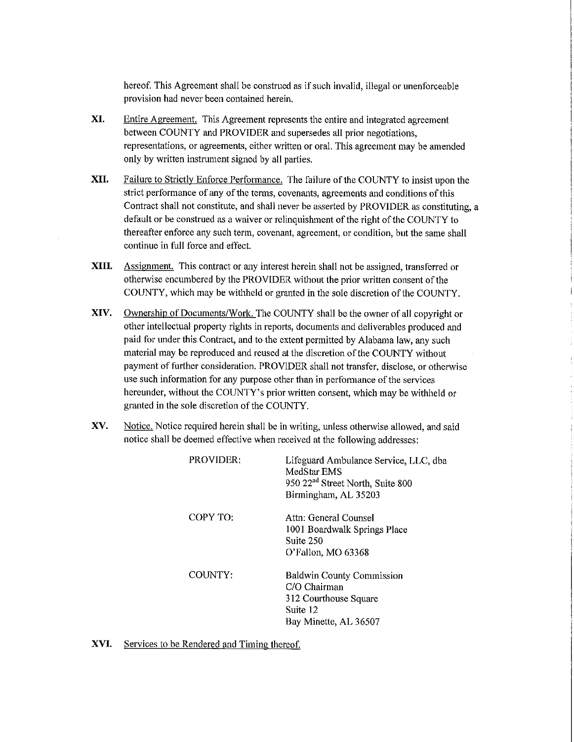hereof. This Agreement shall be construed as if such invalid, illegal or unenforceable provision had never been contained herein.

**XI.** Entire Agreement. This Agreement represents the entire and integrated agreement between COUNTY and PROVIDER and supersedes all prior negotiations, representations, or agreements, either written or oral. This agreement may be amended only by written instrument signed by all parties.

**XII.** Failure to Strictly Enforce Performance. The failure of the COUNTY to insist upon the strict performance of any of the terms, covenants, agreements and conditions of this Contract shall not constitute, and shall never be asserted by PROVIDER as constituting, a default or be construed as a waiver or relinquishment of the right of the COUNTY to thereafter enforce any such term, covenant, agreement, or condition, but the same shall continue in full force and effect.

**XIII.** Assignment. This contract or any interest herein shall not be assigned, transferred or otherwise encumbered by the PROVIDER without the prior written consent of the COUNTY, which may be withheld or granted in the sole discretion of the COUNTY.

**XIV.** Ownership of Documents/Work. The COUNTY shall be the owner of all copyright or other intellectual property rights in reports, documents and deliverables produced and paid for under this Contract, and to the extent permitted by Alabama law, any such material may be reproduced and reused at the discretion of the COUNTY without payment of further consideration. PROVIDER shall not transfer, disclose, or otherwise use such information for any purpose other than in performance of the services hereunder, without the COUNTY's prior written consent, which may be withheld or granted in the sole discretion of the COUNTY.

**XV.** Notice. Notice required herein shall be in writing, unless otherwise allowed, and said notice shall be deemed effective when received at the following addresses:

PROVIDER:
Lifeguard Ambulance Service, LLC, dba
MedStar EMS
950 22nd Street North, Suite 800
Birmingham, AL 35203

COPY TO:
Attn: General Counsel
1001 Boardwalk Springs Place
Suite 250
O'Fallon, MO 63368

COUNTY:
Baldwin County Commission
C/O Chairman
312 Courthouse Square
Suite 12
Bay Minette, AL 36507

**XVI.** Services to be Rendered and Timing thereof.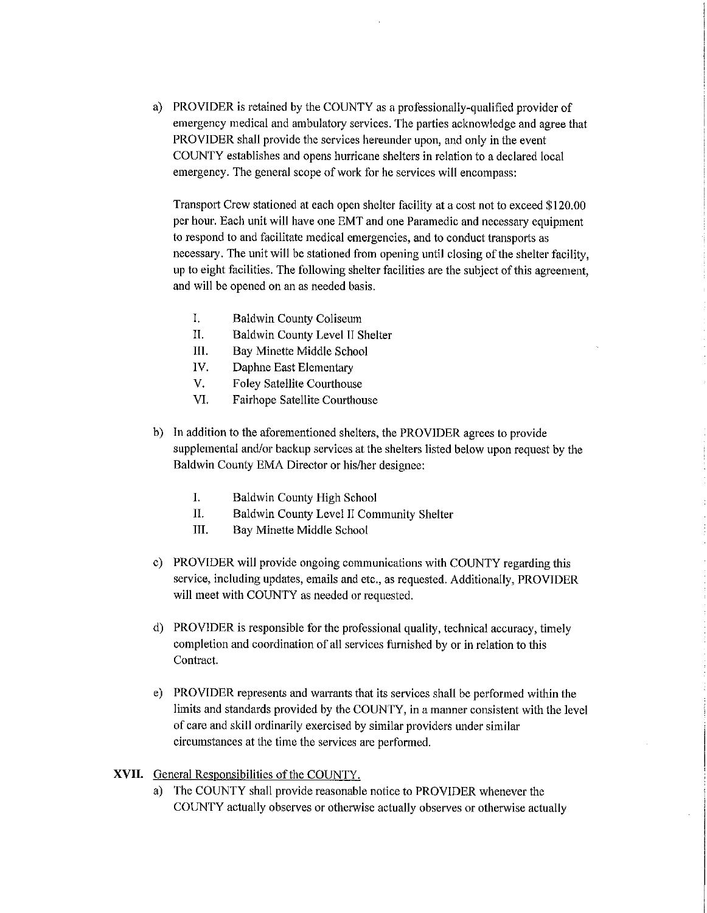a) PROVIDER is retained by the COUNTY as a professionally-qualified provider of emergency medical and ambulatory services. The parties acknowledge and agree that PROVIDER shall provide the services hereunder upon, and only in the event COUNTY establishes and opens hurricane shelters in relation to a declared local emergency. The general scope of work for he services will encompass:

   Transport Crew stationed at each open shelter facility at a cost not to exceed $120.00 per hour. Each unit will have one EMT and one Paramedic and necessary equipment to respond to and facilitate medical emergencies, and to conduct transports as necessary. The unit will be stationed from opening until closing of the shelter facility, up to eight facilities. The following shelter facilities are the subject of this agreement, and will be opened on an as needed basis.

   I. Baldwin County Coliseum
   II. Baldwin County Level II Shelter
   III. Bay Minette Middle School
   IV. Daphne East Elementary
   V. Foley Satellite Courthouse
   VI. Fairhope Satellite Courthouse

b) In addition to the aforementioned shelters, the PROVIDER agrees to provide supplemental and/or backup services at the shelters listed below upon request by the Baldwin County EMA Director or his/her designee:

   I. Baldwin County High School
   II. Baldwin County Level II Community Shelter
   III. Bay Minette Middle School

c) PROVIDER will provide ongoing communications with COUNTY regarding this service, including updates, emails and etc., as requested. Additionally, PROVIDER will meet with COUNTY as needed or requested.

d) PROVIDER is responsible for the professional quality, technical accuracy, timely completion and coordination of all services furnished by or in relation to this Contract.

e) PROVIDER represents and warrants that its services shall be performed within the limits and standards provided by the COUNTY, in a manner consistent with the level of care and skill ordinarily exercised by similar providers under similar circumstances at the time the services are performed.

**XVII.** General Responsibilities of the COUNTY.

a) The COUNTY shall provide reasonable notice to PROVIDER whenever the COUNTY actually observes or otherwise actually observes or otherwise actually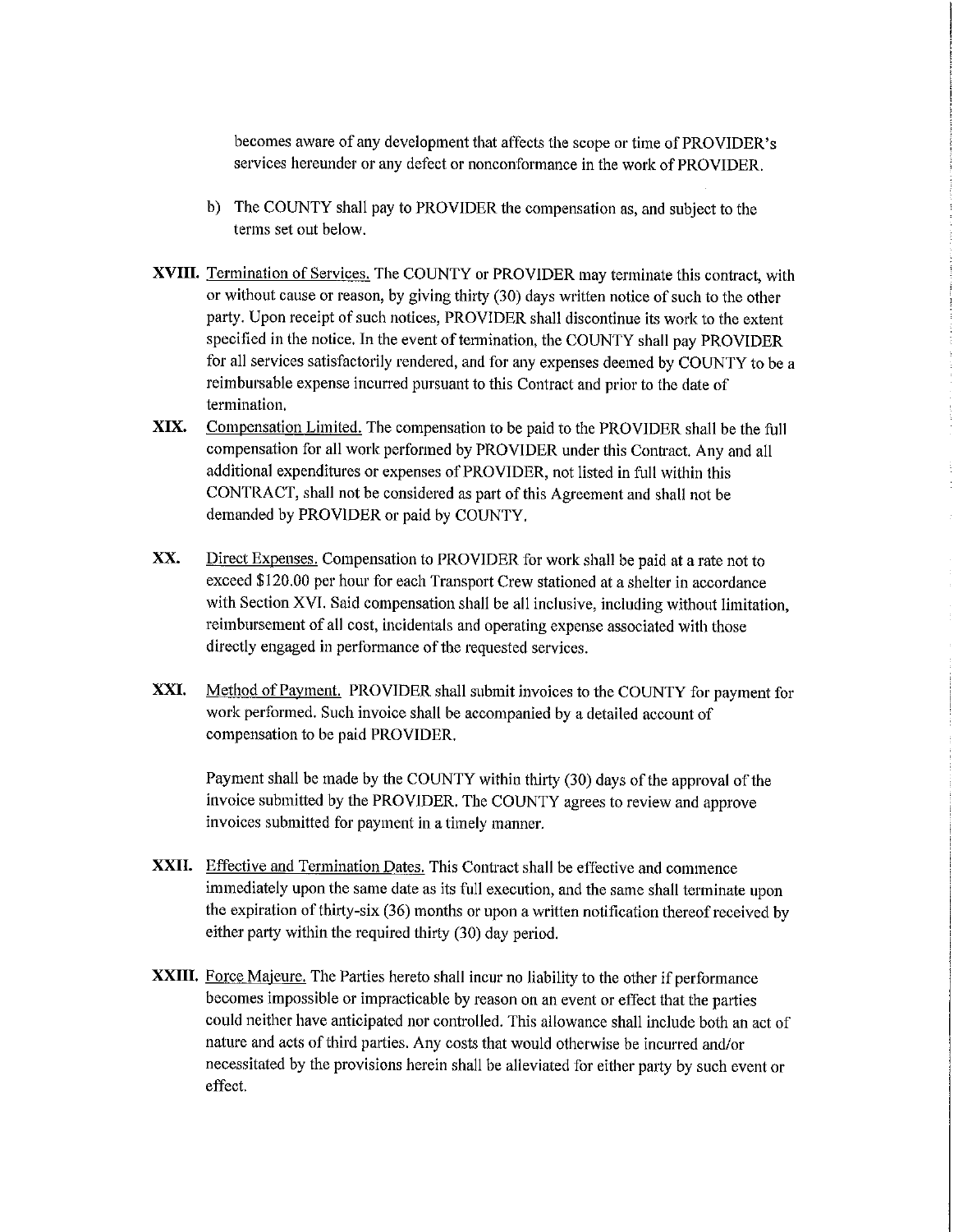becomes aware of any development that affects the scope or time of PROVIDER's services hereunder or any defect or nonconformance in the work of PROVIDER.

b) The COUNTY shall pay to PROVIDER the compensation as, and subject to the terms set out below.

**XVIII.** Termination of Services. The COUNTY or PROVIDER may terminate this contract, with or without cause or reason, by giving thirty (30) days written notice of such to the other party. Upon receipt of such notices, PROVIDER shall discontinue its work to the extent specified in the notice. In the event of termination, the COUNTY shall pay PROVIDER for all services satisfactorily rendered, and for any expenses deemed by COUNTY to be a reimbursable expense incurred pursuant to this Contract and prior to the date of termination.

**XIX.** Compensation Limited. The compensation to be paid to the PROVIDER shall be the full compensation for all work performed by PROVIDER under this Contract. Any and all additional expenditures or expenses of PROVIDER, not listed in full within this CONTRACT, shall not be considered as part of this Agreement and shall not be demanded by PROVIDER or paid by COUNTY.

**XX.** Direct Expenses. Compensation to PROVIDER for work shall be paid at a rate not to exceed $120.00 per hour for each Transport Crew stationed at a shelter in accordance with Section XVI. Said compensation shall be all inclusive, including without limitation, reimbursement of all cost, incidentals and operating expense associated with those directly engaged in performance of the requested services.

**XXI.** Method of Payment. PROVIDER shall submit invoices to the COUNTY for payment for work performed. Such invoice shall be accompanied by a detailed account of compensation to be paid PROVIDER.

Payment shall be made by the COUNTY within thirty (30) days of the approval of the invoice submitted by the PROVIDER. The COUNTY agrees to review and approve invoices submitted for payment in a timely manner.

**XXII.** Effective and Termination Dates. This Contract shall be effective and commence immediately upon the same date as its full execution, and the same shall terminate upon the expiration of thirty-six (36) months or upon a written notification thereof received by either party within the required thirty (30) day period.

**XXIII.** Force Majeure. The Parties hereto shall incur no liability to the other if performance becomes impossible or impracticable by reason on an event or effect that the parties could neither have anticipated nor controlled. This allowance shall include both an act of nature and acts of third parties. Any costs that would otherwise be incurred and/or necessitated by the provisions herein shall be alleviated for either party by such event or effect.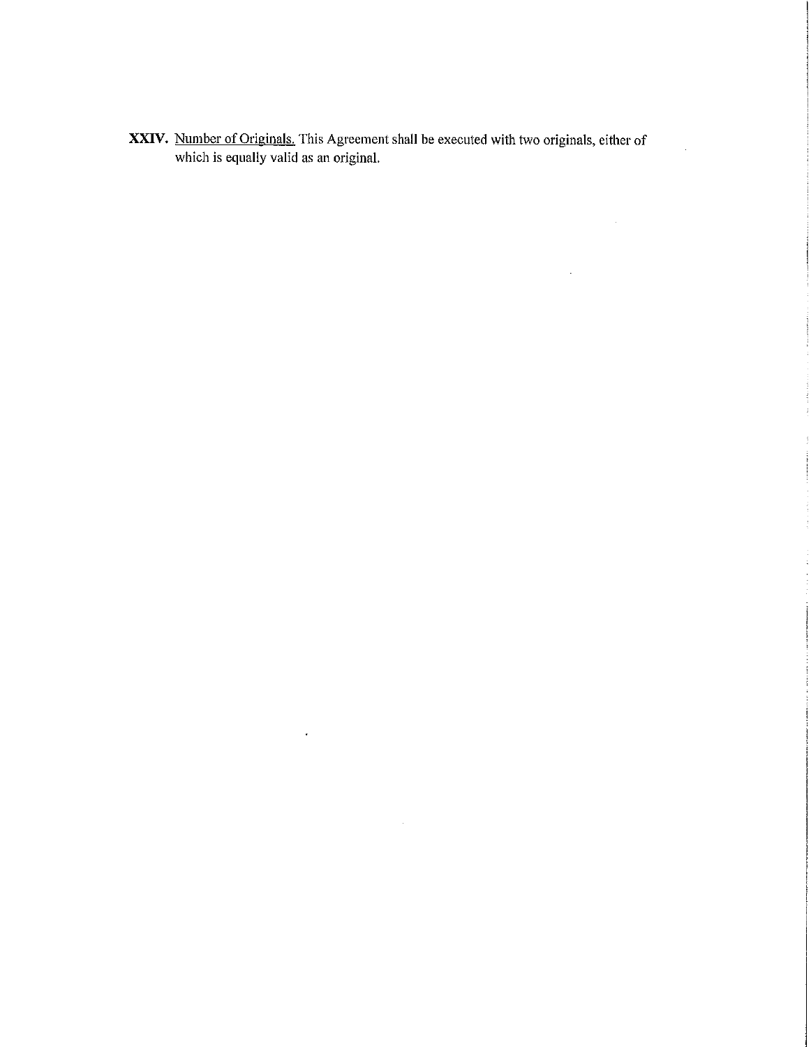**XXIV.** Number of Originals. This Agreement shall be executed with two originals, either of which is equally valid as an original.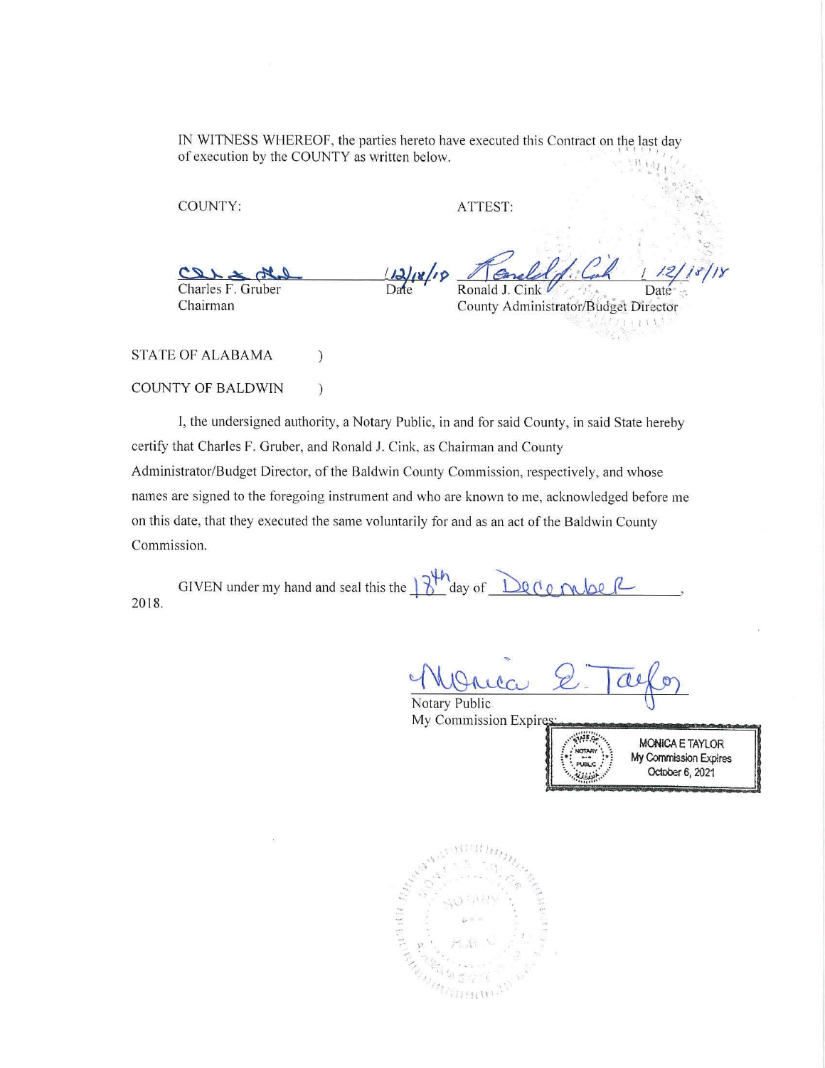IN WITNESS WHEREOF, the parties hereto have executed this Contract on the last day of execution by the COUNTY as written below.

COUNTY:

Charles F. Gruber
Chairman

12/18/18
Date

ATTEST:

Ronald J. Cink
County Administrator/Budget Director

12/18/18
Date

STATE OF ALABAMA )

COUNTY OF BALDWIN )

I, the undersigned authority, a Notary Public, in and for said County, in said State hereby certify that Charles F. Gruber, and Ronald J. Cink, as Chairman and County Administrator/Budget Director, of the Baldwin County Commission, respectively, and whose names are signed to the foregoing instrument and who are known to me, acknowledged before me on this date, that they executed the same voluntarily for and as an act of the Baldwin County Commission.

GIVEN under my hand and seal this the 18th day of December, 2018.

Notary Public
My Commission Expires:

MONICA E TAYLOR
My Commission Expires
October 6, 2021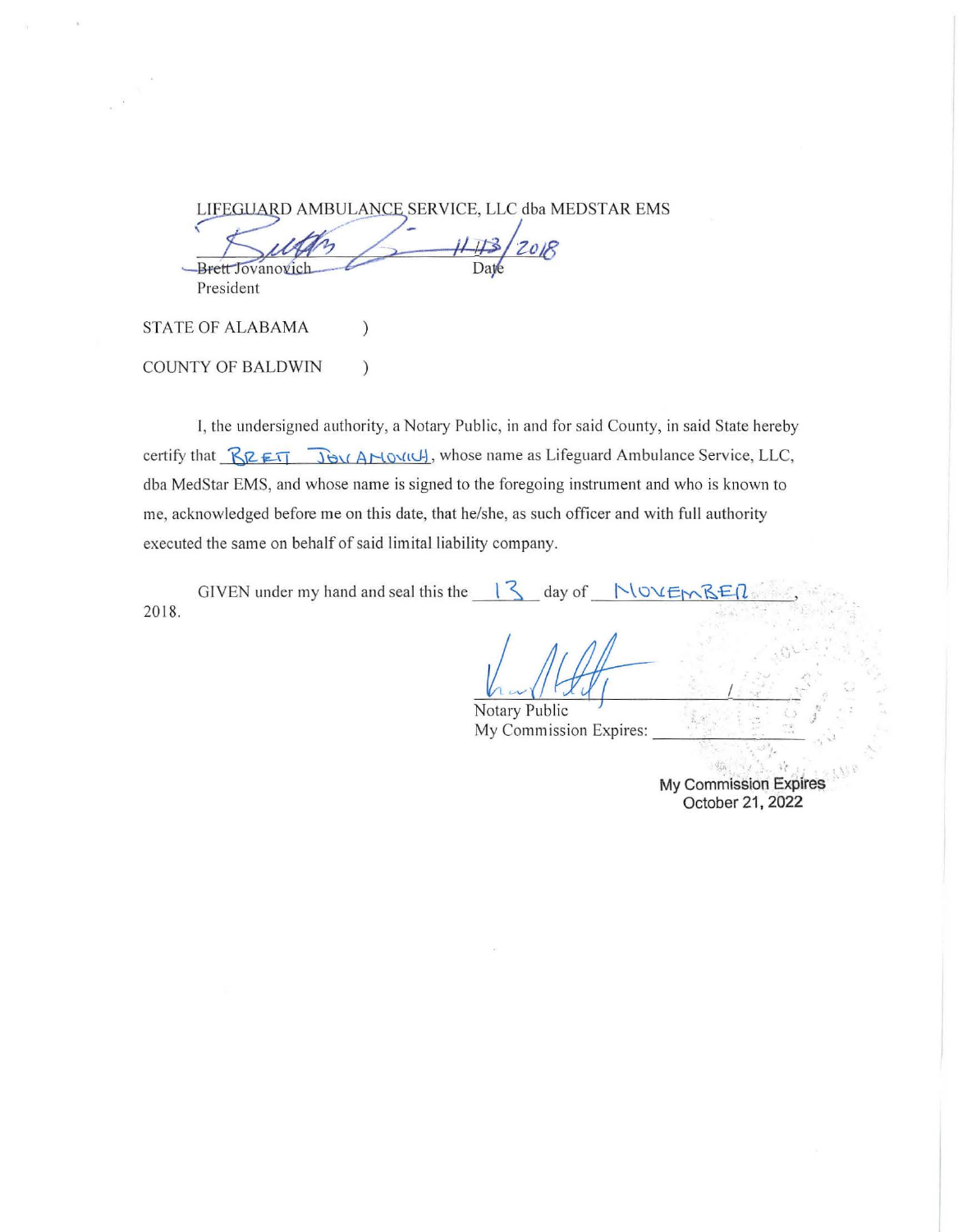LIFEGUARD AMBULANCE SERVICE, LLC dba MEDSTAR EMS

Brett Jovanovich ___ 11/13/2018
President Date

STATE OF ALABAMA )

COUNTY OF BALDWIN )

I, the undersigned authority, a Notary Public, in and for said County, in said State hereby certify that BRETT JOVANOVICH, whose name as Lifeguard Ambulance Service, LLC, dba MedStar EMS, and whose name is signed to the foregoing instrument and who is known to me, acknowledged before me on this date, that he/she, as such officer and with full authority executed the same on behalf of said limital liability company.

GIVEN under my hand and seal this the 13 day of NOVEMBER, 2018.

Notary Public
My Commission Expires: ___

My Commission Expires
October 21, 2022